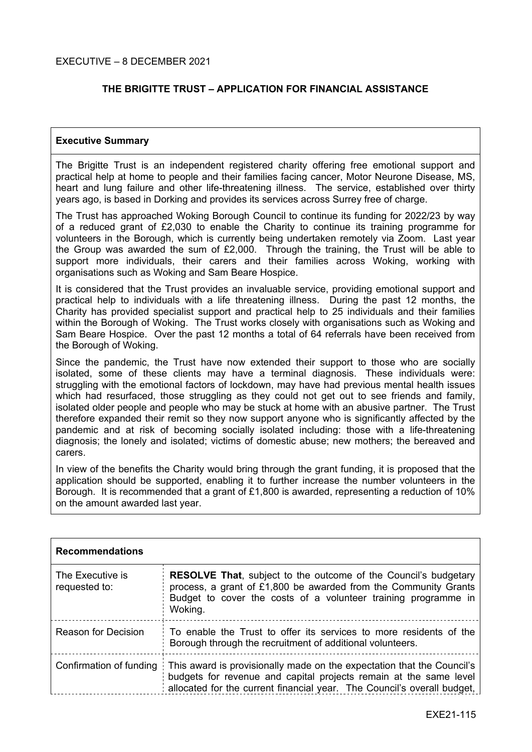EXECUTIVE – 8 DECEMBER 2021

# THE BRIGITTE TRUST – APPLICATION FOR FINANCIAL ASSISTANCE

## Executive Summary

The Brigitte Trust is an independent registered charity offering free emotional support and practical help at home to people and their families facing cancer, Motor Neurone Disease, MS, heart and lung failure and other life-threatening illness. The service, established over thirty years ago, is based in Dorking and provides its services across Surrey free of charge.

The Trust has approached Woking Borough Council to continue its funding for 2022/23 by way of a reduced grant of £2,030 to enable the Charity to continue its training programme for volunteers in the Borough, which is currently being undertaken remotely via Zoom. Last year the Group was awarded the sum of £2,000. Through the training, the Trust will be able to support more individuals, their carers and their families across Woking, working with organisations such as Woking and Sam Beare Hospice.

It is considered that the Trust provides an invaluable service, providing emotional support and practical help to individuals with a life threatening illness. During the past 12 months, the Charity has provided specialist support and practical help to 25 individuals and their families within the Borough of Woking. The Trust works closely with organisations such as Woking and Sam Beare Hospice. Over the past 12 months a total of 64 referrals have been received from the Borough of Woking.

Since the pandemic, the Trust have now extended their support to those who are socially isolated, some of these clients may have a terminal diagnosis. These individuals were: struggling with the emotional factors of lockdown, may have had previous mental health issues which had resurfaced, those struggling as they could not get out to see friends and family, isolated older people and people who may be stuck at home with an abusive partner. The Trust therefore expanded their remit so they now support anyone who is significantly affected by the pandemic and at risk of becoming socially isolated including: those with a life-threatening diagnosis; the lonely and isolated; victims of domestic abuse; new mothers; the bereaved and carers.

In view of the benefits the Charity would bring through the grant funding, it is proposed that the application should be supported, enabling it to further increase the number volunteers in the Borough. It is recommended that a grant of £1,800 is awarded, representing a reduction of 10% on the amount awarded last year.

## Recommendations

| | |
|---|---|
| The Executive is requested to: | **RESOLVE That**, subject to the outcome of the Council's budgetary process, a grant of £1,800 be awarded from the Community Grants Budget to cover the costs of a volunteer training programme in Woking. |
| Reason for Decision | To enable the Trust to offer its services to more residents of the Borough through the recruitment of additional volunteers. |
| Confirmation of funding | This award is provisionally made on the expectation that the Council's budgets for revenue and capital projects remain at the same level allocated for the current financial year. The Council's overall budget, |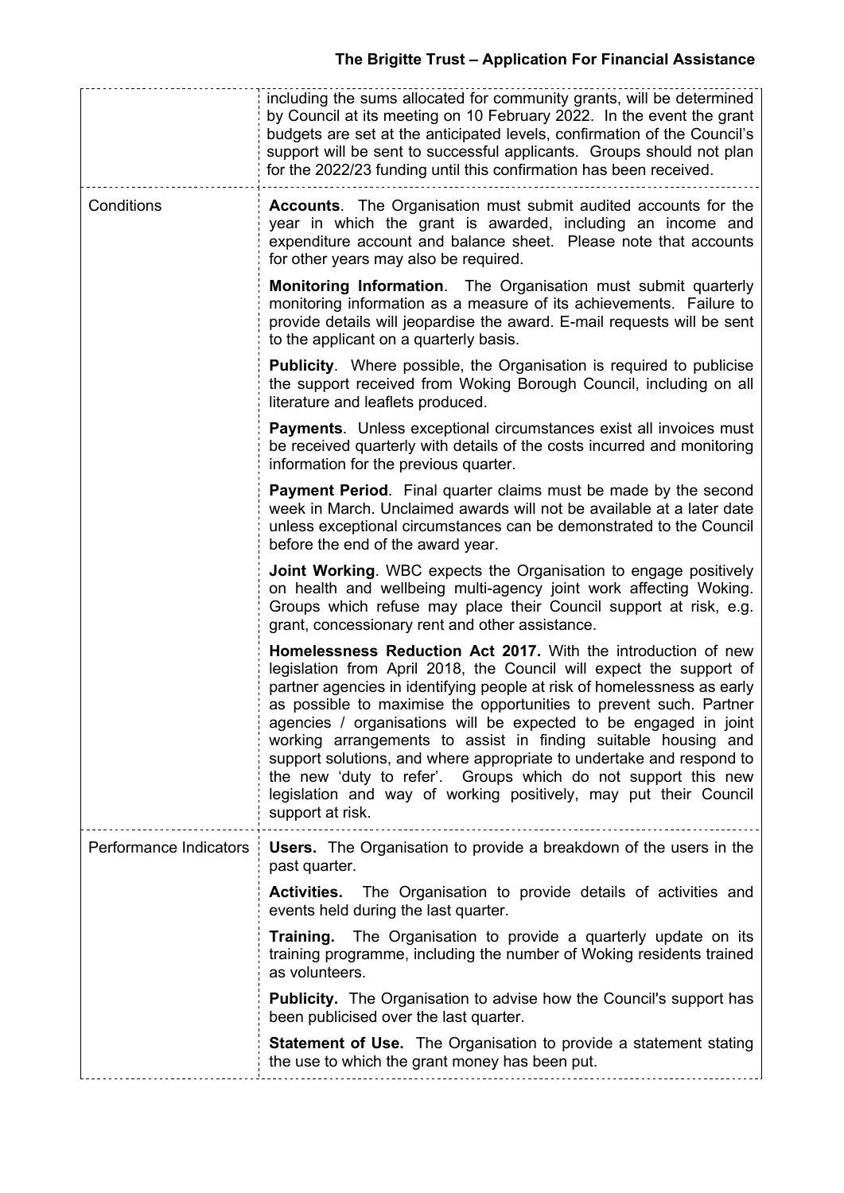| | |
|---|---|
| | including the sums allocated for community grants, will be determined by Council at its meeting on 10 February 2022. In the event the grant budgets are set at the anticipated levels, confirmation of the Council's support will be sent to successful applicants. Groups should not plan for the 2022/23 funding until this confirmation has been received. |
| Conditions | **Accounts**. The Organisation must submit audited accounts for the year in which the grant is awarded, including an income and expenditure account and balance sheet. Please note that accounts for other years may also be required.<br><br>**Monitoring Information**. The Organisation must submit quarterly monitoring information as a measure of its achievements. Failure to provide details will jeopardise the award. E-mail requests will be sent to the applicant on a quarterly basis.<br><br>**Publicity**. Where possible, the Organisation is required to publicise the support received from Woking Borough Council, including on all literature and leaflets produced.<br><br>**Payments**. Unless exceptional circumstances exist all invoices must be received quarterly with details of the costs incurred and monitoring information for the previous quarter.<br><br>**Payment Period**. Final quarter claims must be made by the second week in March. Unclaimed awards will not be available at a later date unless exceptional circumstances can be demonstrated to the Council before the end of the award year.<br><br>**Joint Working**. WBC expects the Organisation to engage positively on health and wellbeing multi-agency joint work affecting Woking. Groups which refuse may place their Council support at risk, e.g. grant, concessionary rent and other assistance.<br><br>**Homelessness Reduction Act 2017.** With the introduction of new legislation from April 2018, the Council will expect the support of partner agencies in identifying people at risk of homelessness as early as possible to maximise the opportunities to prevent such. Partner agencies / organisations will be expected to be engaged in joint working arrangements to assist in finding suitable housing and support solutions, and where appropriate to undertake and respond to the new 'duty to refer'. Groups which do not support this new legislation and way of working positively, may put their Council support at risk. |
| Performance Indicators | **Users.** The Organisation to provide a breakdown of the users in the past quarter.<br><br>**Activities.** The Organisation to provide details of activities and events held during the last quarter.<br><br>**Training.** The Organisation to provide a quarterly update on its training programme, including the number of Woking residents trained as volunteers.<br><br>**Publicity.** The Organisation to advise how the Council's support has been publicised over the last quarter.<br><br>**Statement of Use.** The Organisation to provide a statement stating the use to which the grant money has been put. |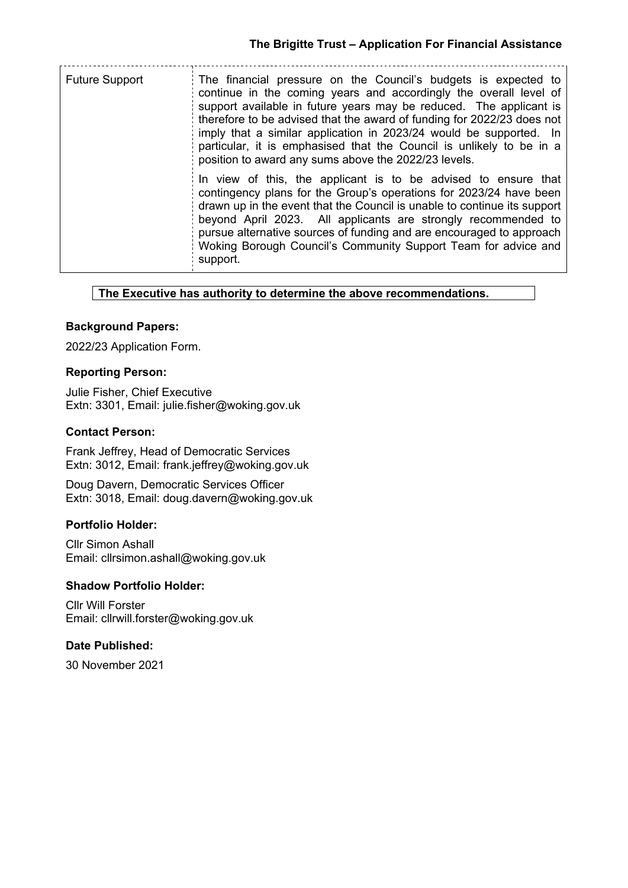| Future Support | The financial pressure on the Council's budgets is expected to continue in the coming years and accordingly the overall level of support available in future years may be reduced. The applicant is therefore to be advised that the award of funding for 2022/23 does not imply that a similar application in 2023/24 would be supported. In particular, it is emphasised that the Council is unlikely to be in a position to award any sums above the 2022/23 levels.<br><br>In view of this, the applicant is to be advised to ensure that contingency plans for the Group's operations for 2023/24 have been drawn up in the event that the Council is unable to continue its support beyond April 2023. All applicants are strongly recommended to pursue alternative sources of funding and are encouraged to approach Woking Borough Council's Community Support Team for advice and support. |
|---|---|

**The Executive has authority to determine the above recommendations.**

### Background Papers:

2022/23 Application Form.

### Reporting Person:

Julie Fisher, Chief Executive
Extn: 3301, Email: julie.fisher@woking.gov.uk

### Contact Person:

Frank Jeffrey, Head of Democratic Services
Extn: 3012, Email: frank.jeffrey@woking.gov.uk

Doug Davern, Democratic Services Officer
Extn: 3018, Email: doug.davern@woking.gov.uk

### Portfolio Holder:

Cllr Simon Ashall
Email: cllrsimon.ashall@woking.gov.uk

### Shadow Portfolio Holder:

Cllr Will Forster
Email: cllrwill.forster@woking.gov.uk

### Date Published:

30 November 2021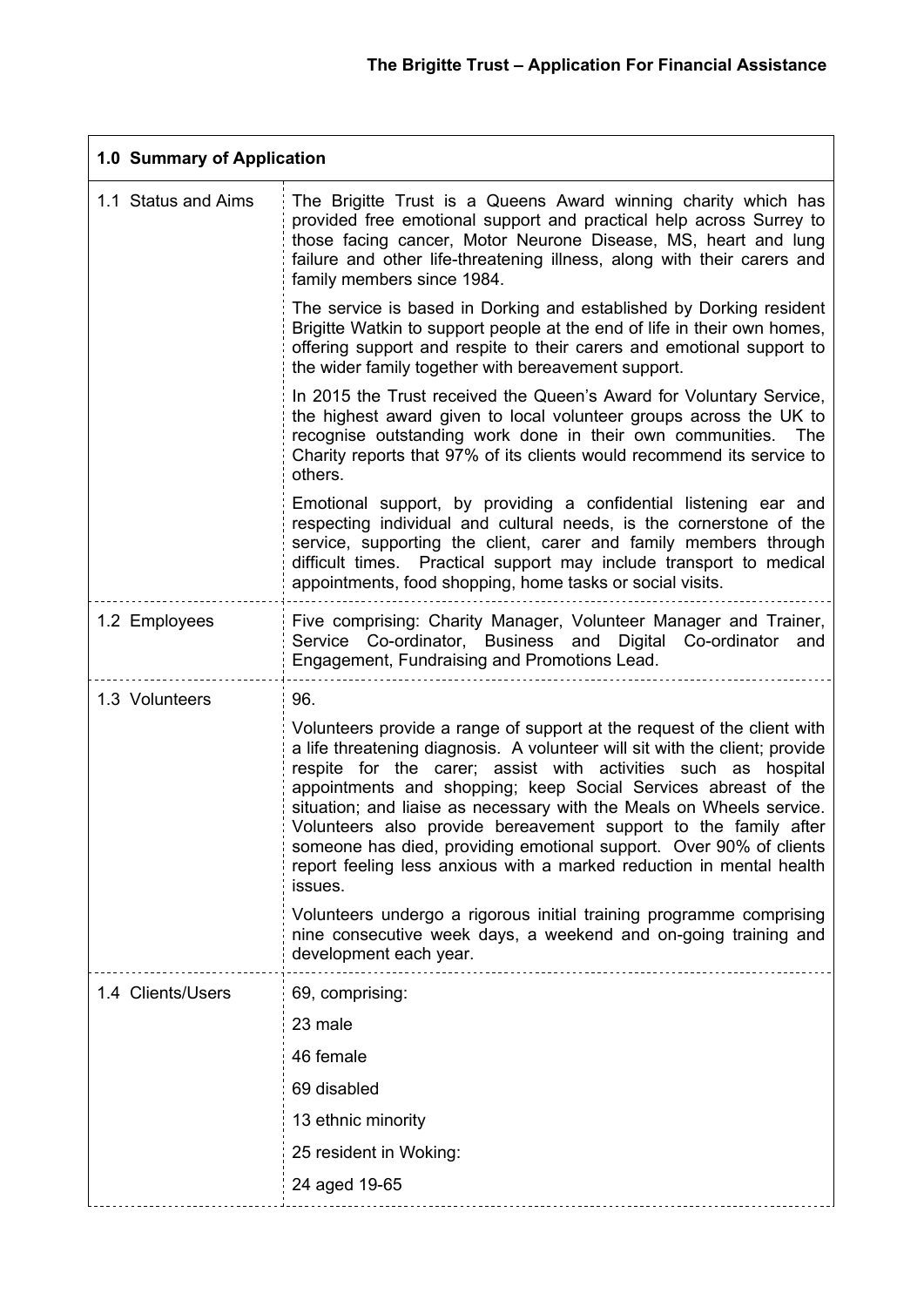## The Brigitte Trust – Application For Financial Assistance

| 1.0 Summary of Application | |
|---|---|
| 1.1 Status and Aims | The Brigitte Trust is a Queens Award winning charity which has provided free emotional support and practical help across Surrey to those facing cancer, Motor Neurone Disease, MS, heart and lung failure and other life-threatening illness, along with their carers and family members since 1984.<br><br>The service is based in Dorking and established by Dorking resident Brigitte Watkin to support people at the end of life in their own homes, offering support and respite to their carers and emotional support to the wider family together with bereavement support.<br><br>In 2015 the Trust received the Queen's Award for Voluntary Service, the highest award given to local volunteer groups across the UK to recognise outstanding work done in their own communities. The Charity reports that 97% of its clients would recommend its service to others.<br><br>Emotional support, by providing a confidential listening ear and respecting individual and cultural needs, is the cornerstone of the service, supporting the client, carer and family members through difficult times. Practical support may include transport to medical appointments, food shopping, home tasks or social visits. |
| 1.2 Employees | Five comprising: Charity Manager, Volunteer Manager and Trainer, Service Co-ordinator, Business and Digital Co-ordinator and Engagement, Fundraising and Promotions Lead. |
| 1.3 Volunteers | 96.<br><br>Volunteers provide a range of support at the request of the client with a life threatening diagnosis. A volunteer will sit with the client; provide respite for the carer; assist with activities such as hospital appointments and shopping; keep Social Services abreast of the situation; and liaise as necessary with the Meals on Wheels service. Volunteers also provide bereavement support to the family after someone has died, providing emotional support. Over 90% of clients report feeling less anxious with a marked reduction in mental health issues.<br><br>Volunteers undergo a rigorous initial training programme comprising nine consecutive week days, a weekend and on-going training and development each year. |
| 1.4 Clients/Users | 69, comprising:<br><br>23 male<br><br>46 female<br><br>69 disabled<br><br>13 ethnic minority<br><br>25 resident in Woking:<br><br>24 aged 19-65 |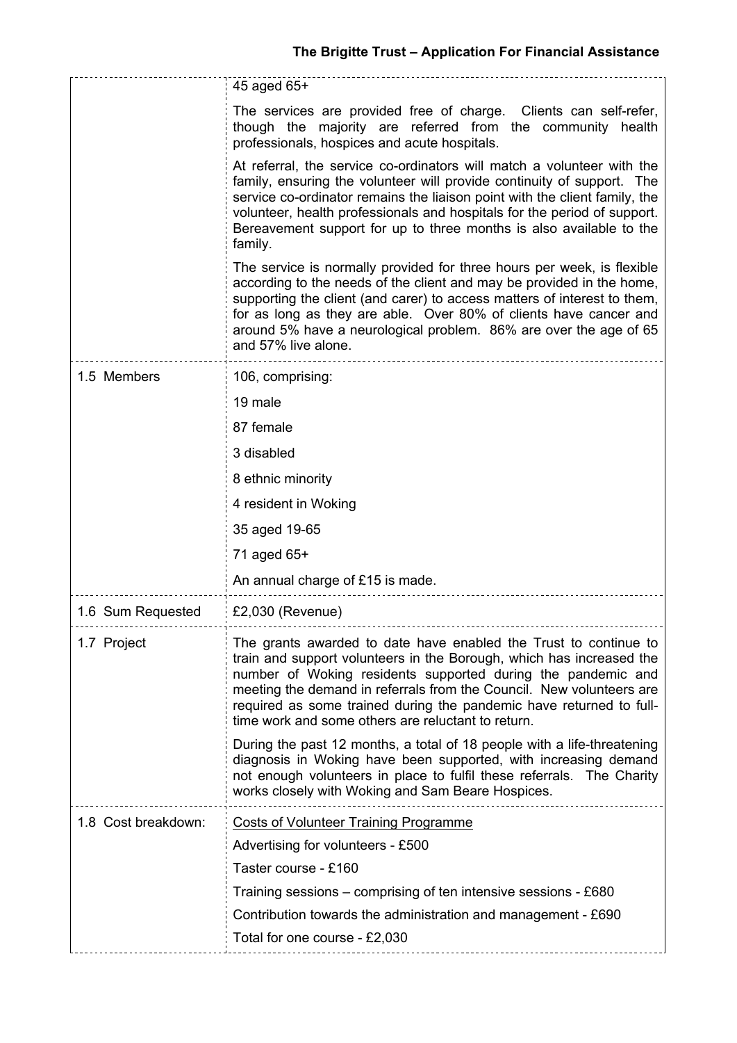| | |
|---|---|
| | 45 aged 65+<br><br>The services are provided free of charge. Clients can self-refer, though the majority are referred from the community health professionals, hospices and acute hospitals.<br><br>At referral, the service co-ordinators will match a volunteer with the family, ensuring the volunteer will provide continuity of support. The service co-ordinator remains the liaison point with the client family, the volunteer, health professionals and hospitals for the period of support. Bereavement support for up to three months is also available to the family.<br><br>The service is normally provided for three hours per week, is flexible according to the needs of the client and may be provided in the home, supporting the client (and carer) to access matters of interest to them, for as long as they are able. Over 80% of clients have cancer and around 5% have a neurological problem. 86% are over the age of 65 and 57% live alone. |
| 1.5 Members | 106, comprising:<br><br>19 male<br><br>87 female<br><br>3 disabled<br><br>8 ethnic minority<br><br>4 resident in Woking<br><br>35 aged 19-65<br><br>71 aged 65+<br><br>An annual charge of £15 is made. |
| 1.6 Sum Requested | £2,030 (Revenue) |
| 1.7 Project | The grants awarded to date have enabled the Trust to continue to train and support volunteers in the Borough, which has increased the number of Woking residents supported during the pandemic and meeting the demand in referrals from the Council. New volunteers are required as some trained during the pandemic have returned to full-time work and some others are reluctant to return.<br><br>During the past 12 months, a total of 18 people with a life-threatening diagnosis in Woking have been supported, with increasing demand not enough volunteers in place to fulfil these referrals. The Charity works closely with Woking and Sam Beare Hospices. |
| 1.8 Cost breakdown: | <u>Costs of Volunteer Training Programme</u><br><br>Advertising for volunteers - £500<br><br>Taster course - £160<br><br>Training sessions – comprising of ten intensive sessions - £680<br><br>Contribution towards the administration and management - £690<br><br>Total for one course - £2,030 |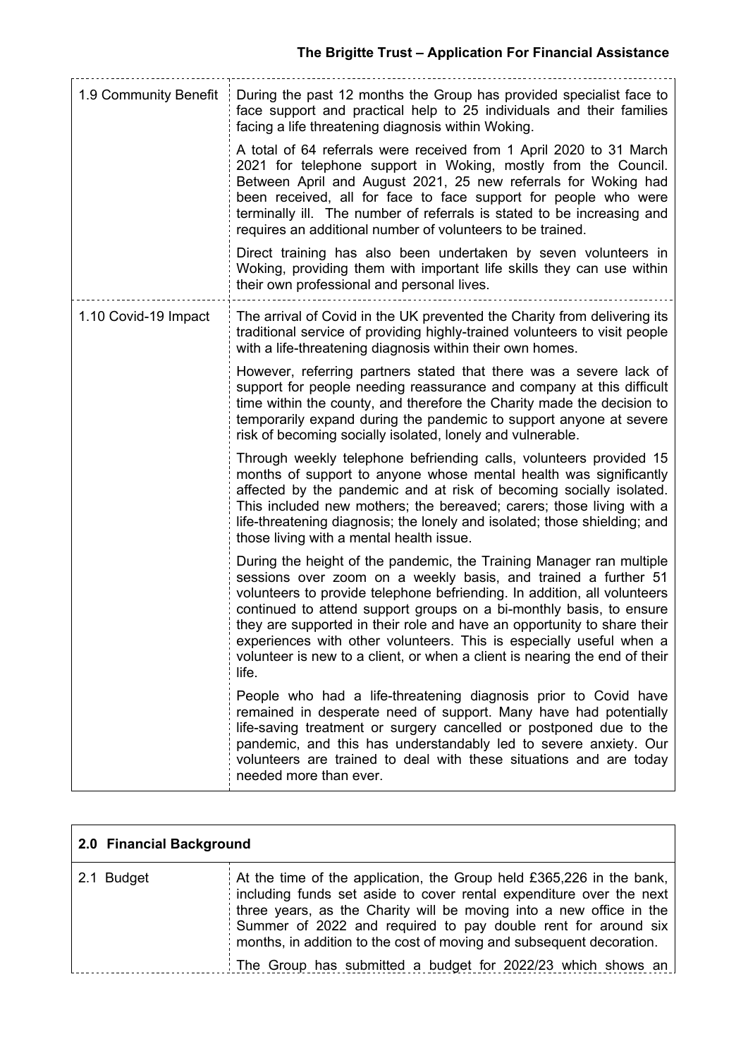| | |
|---|---|
| 1.9 Community Benefit | During the past 12 months the Group has provided specialist face to face support and practical help to 25 individuals and their families facing a life threatening diagnosis within Woking.<br><br>A total of 64 referrals were received from 1 April 2020 to 31 March 2021 for telephone support in Woking, mostly from the Council. Between April and August 2021, 25 new referrals for Woking had been received, all for face to face support for people who were terminally ill. The number of referrals is stated to be increasing and requires an additional number of volunteers to be trained.<br><br>Direct training has also been undertaken by seven volunteers in Woking, providing them with important life skills they can use within their own professional and personal lives. |
| 1.10 Covid-19 Impact | The arrival of Covid in the UK prevented the Charity from delivering its traditional service of providing highly-trained volunteers to visit people with a life-threatening diagnosis within their own homes.<br><br>However, referring partners stated that there was a severe lack of support for people needing reassurance and company at this difficult time within the county, and therefore the Charity made the decision to temporarily expand during the pandemic to support anyone at severe risk of becoming socially isolated, lonely and vulnerable.<br><br>Through weekly telephone befriending calls, volunteers provided 15 months of support to anyone whose mental health was significantly affected by the pandemic and at risk of becoming socially isolated. This included new mothers; the bereaved; carers; those living with a life-threatening diagnosis; the lonely and isolated; those shielding; and those living with a mental health issue.<br><br>During the height of the pandemic, the Training Manager ran multiple sessions over zoom on a weekly basis, and trained a further 51 volunteers to provide telephone befriending. In addition, all volunteers continued to attend support groups on a bi-monthly basis, to ensure they are supported in their role and have an opportunity to share their experiences with other volunteers. This is especially useful when a volunteer is new to a client, or when a client is nearing the end of their life.<br><br>People who had a life-threatening diagnosis prior to Covid have remained in desperate need of support. Many have had potentially life-saving treatment or surgery cancelled or postponed due to the pandemic, and this has understandably led to severe anxiety. Our volunteers are trained to deal with these situations and are today needed more than ever. |

| **2.0 Financial Background** | |
|---|---|
| 2.1 Budget | At the time of the application, the Group held £365,226 in the bank, including funds set aside to cover rental expenditure over the next three years, as the Charity will be moving into a new office in the Summer of 2022 and required to pay double rent for around six months, in addition to the cost of moving and subsequent decoration.<br><br>The Group has submitted a budget for 2022/23 which shows an |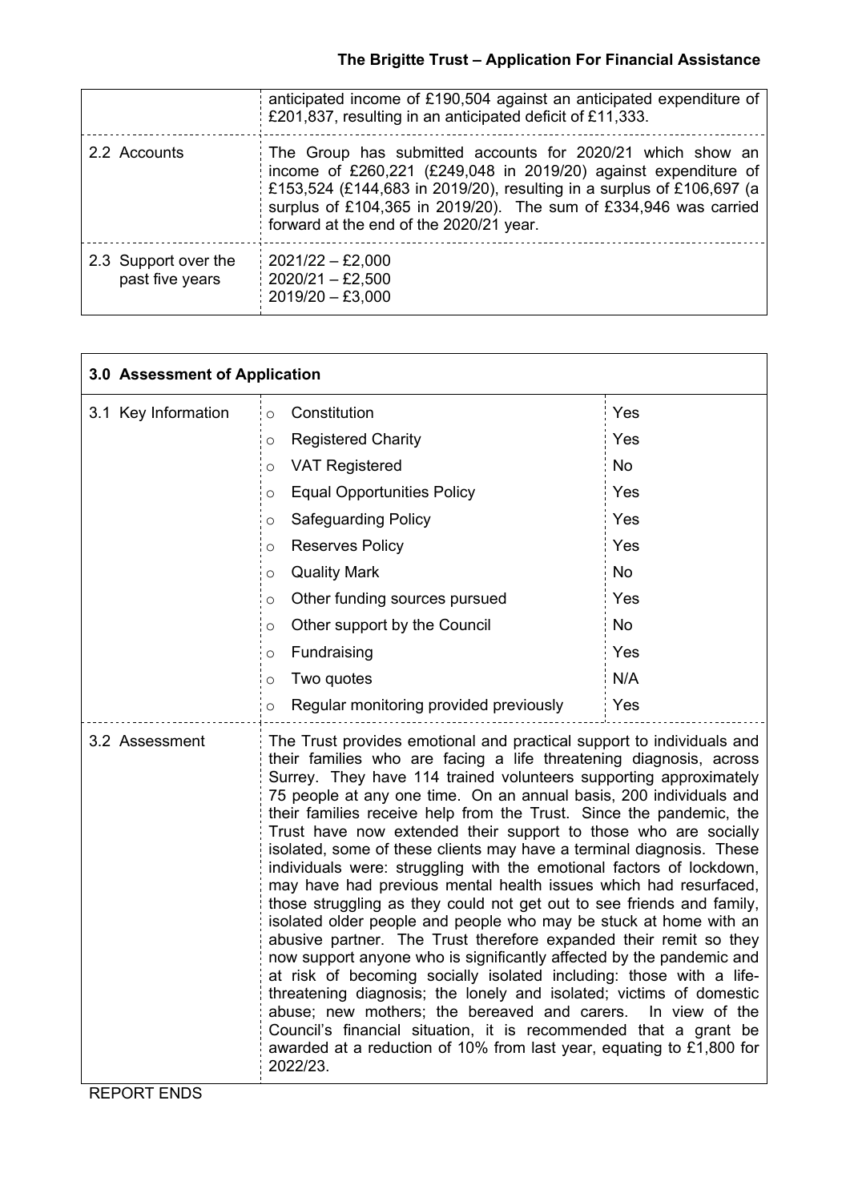| | |
|---|---|
| | anticipated income of £190,504 against an anticipated expenditure of £201,837, resulting in an anticipated deficit of £11,333. |
| 2.2 Accounts | The Group has submitted accounts for 2020/21 which show an income of £260,221 (£249,048 in 2019/20) against expenditure of £153,524 (£144,683 in 2019/20), resulting in a surplus of £106,697 (a surplus of £104,365 in 2019/20). The sum of £334,946 was carried forward at the end of the 2020/21 year. |
| 2.3 Support over the past five years | 2021/22 – £2,000<br>2020/21 – £2,500<br>2019/20 – £3,000 |

| 3.0 Assessment of Application | | |
|---|---|---|
| 3.1 Key Information | Constitution | Yes |
| | Registered Charity | Yes |
| | VAT Registered | No |
| | Equal Opportunities Policy | Yes |
| | Safeguarding Policy | Yes |
| | Reserves Policy | Yes |
| | Quality Mark | No |
| | Other funding sources pursued | Yes |
| | Other support by the Council | No |
| | Fundraising | Yes |
| | Two quotes | N/A |
| | Regular monitoring provided previously | Yes |
| 3.2 Assessment | The Trust provides emotional and practical support to individuals and their families who are facing a life threatening diagnosis, across Surrey. They have 114 trained volunteers supporting approximately 75 people at any one time. On an annual basis, 200 individuals and their families receive help from the Trust. Since the pandemic, the Trust have now extended their support to those who are socially isolated, some of these clients may have a terminal diagnosis. These individuals were: struggling with the emotional factors of lockdown, may have had previous mental health issues which had resurfaced, those struggling as they could not get out to see friends and family, isolated older people and people who may be stuck at home with an abusive partner. The Trust therefore expanded their remit so they now support anyone who is significantly affected by the pandemic and at risk of becoming socially isolated including: those with a life-threatening diagnosis; the lonely and isolated; victims of domestic abuse; new mothers; the bereaved and carers. In view of the Council's financial situation, it is recommended that a grant be awarded at a reduction of 10% from last year, equating to £1,800 for 2022/23. | |

REPORT ENDS